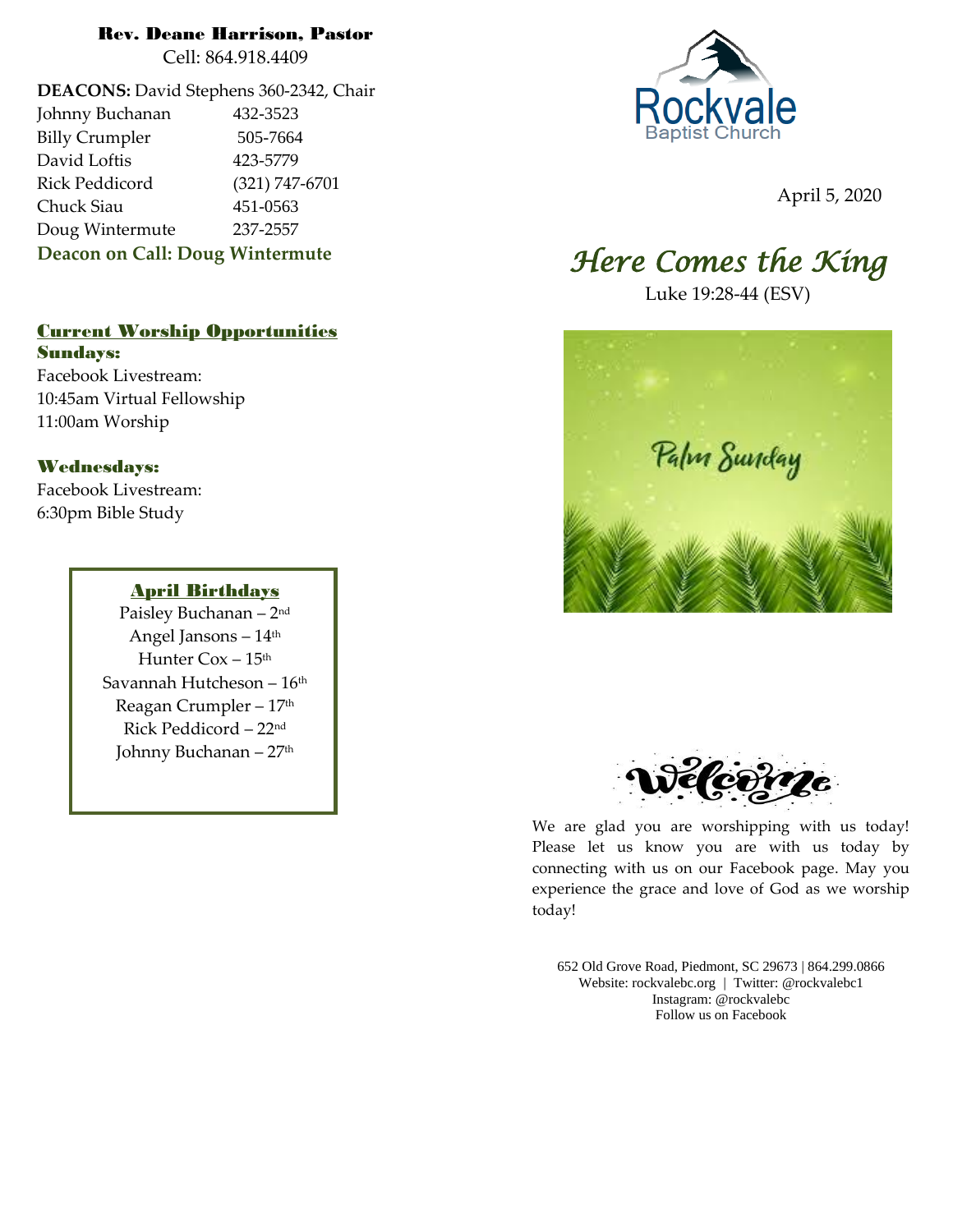**Rev. Deane Harrison, Pastor**
Cell: 864.918.4409

**DEACONS:** David Stephens 360-2342, Chair

| | |
|---|---|
| Johnny Buchanan | 432-3523 |
| Billy Crumpler | 505-7664 |
| David Loftis | 423-5779 |
| Rick Peddicord | (321) 747-6701 |
| Chuck Siau | 451-0563 |
| Doug Wintermute | 237-2557 |

**Deacon on Call: Doug Wintermute**

## Current Worship Opportunities

### Sundays:

Facebook Livestream:
10:45am Virtual Fellowship
11:00am Worship

### Wednesdays:

Facebook Livestream:
6:30pm Bible Study

### April Birthdays

Paisley Buchanan – 2nd
Angel Jansons – 14th
Hunter Cox – 15th
Savannah Hutcheson – 16th
Reagan Crumpler – 17th
Rick Peddicord – 22nd
Johnny Buchanan – 27th

Rockvale Baptist Church

April 5, 2020

# *Here Comes the King*

Luke 19:28-44 (ESV)

Palm Sunday

Welcome

We are glad you are worshipping with us today! Please let us know you are with us today by connecting with us on our Facebook page. May you experience the grace and love of God as we worship today!

652 Old Grove Road, Piedmont, SC 29673 | 864.299.0866
Website: rockvalebc.org | Twitter: @rockvalebc1
Instagram: @rockvalebc
Follow us on Facebook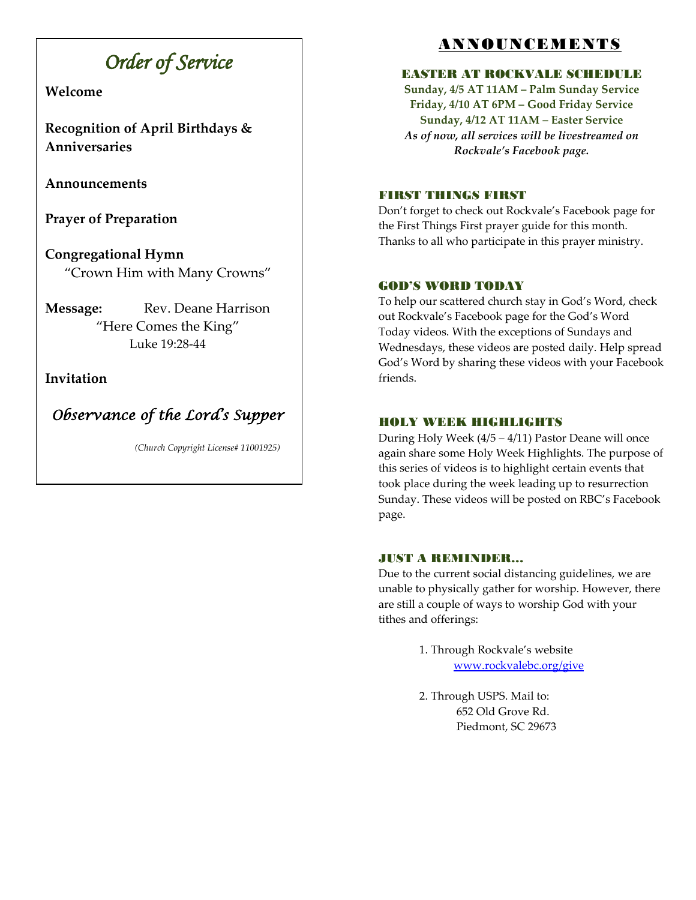# Order of Service

**Welcome**

**Recognition of April Birthdays & Anniversaries**

**Announcements**

**Prayer of Preparation**

**Congregational Hymn**
"Crown Him with Many Crowns"

**Message:** Rev. Deane Harrison
"Here Comes the King"
Luke 19:28-44

**Invitation**

## *Observance of the Lord's Supper*

*(Church Copyright License# 11001925)*

# ANNOUNCEMENTS

## EASTER AT ROCKVALE SCHEDULE

**Sunday, 4/5 AT 11AM – Palm Sunday Service**
**Friday, 4/10 AT 6PM – Good Friday Service**
**Sunday, 4/12 AT 11AM – Easter Service**
***As of now, all services will be livestreamed on Rockvale's Facebook page.***

## FIRST THINGS FIRST

Don't forget to check out Rockvale's Facebook page for the First Things First prayer guide for this month. Thanks to all who participate in this prayer ministry.

## GOD'S WORD TODAY

To help our scattered church stay in God's Word, check out Rockvale's Facebook page for the God's Word Today videos. With the exceptions of Sundays and Wednesdays, these videos are posted daily. Help spread God's Word by sharing these videos with your Facebook friends.

## HOLY WEEK HIGHLIGHTS

During Holy Week (4/5 – 4/11) Pastor Deane will once again share some Holy Week Highlights. The purpose of this series of videos is to highlight certain events that took place during the week leading up to resurrection Sunday. These videos will be posted on RBC's Facebook page.

## JUST A REMINDER…

Due to the current social distancing guidelines, we are unable to physically gather for worship. However, there are still a couple of ways to worship God with your tithes and offerings:

1. Through Rockvale's website
   www.rockvalebc.org/give

2. Through USPS. Mail to:
   652 Old Grove Rd.
   Piedmont, SC 29673